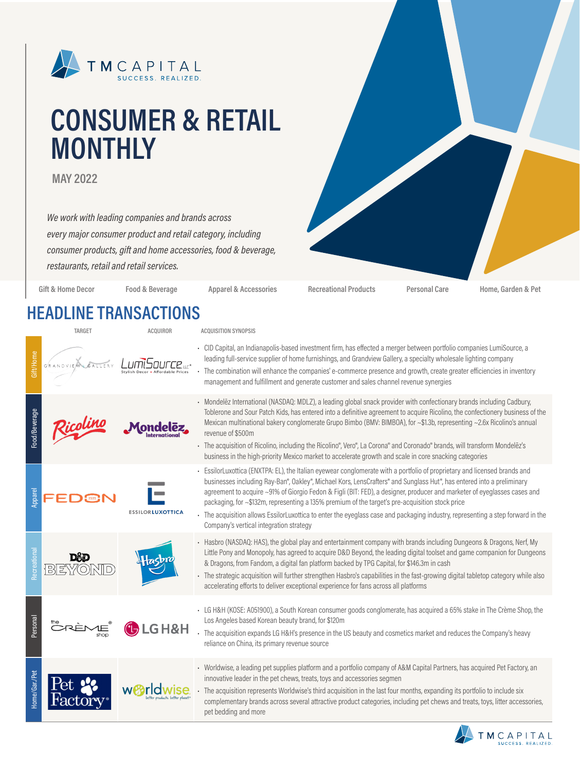# CONSUMER & RETAIL MONTHLY

**MAY 2022**

*We work with leading companies and brands across every major consumer product and retail category, including consumer products, gift and home accessories, food & beverage, restaurants, retail and retail services.*

Gift & Home Decor | Food & Beverage | Apparel & Accessories | Recreational Products | Personal Care | Home, Garden & Pet

## HEADLINE TRANSACTIONS

| Sector | TARGET | ACQUIROR | ACQUISITION SYNOPSIS |
|---|---|---|---|
| Gift/Home | Grandview Gallery | LumiSource | • CID Capital, an Indianapolis-based investment firm, has effected a merger between portfolio companies LumiSource, a leading full-service supplier of home furnishings, and Grandview Gallery, a specialty wholesale lighting company<br>• The combination will enhance the companies' e-commerce presence and growth, create greater efficiencies in inventory management and fulfillment and generate customer and sales channel revenue synergies |
| Food/Beverage | Ricolino | Mondelēz International | • Mondelēz International (NASDAQ: MDLZ), a leading global snack provider with confectionary brands including Cadbury, Toblerone and Sour Patch Kids, has entered into a definitive agreement to acquire Ricolino, the confectionery business of the Mexican multinational bakery conglomerate Grupo Bimbo (BMV: BIMBOA), for ~$1.3b, representing ~2.6x Ricolino's annual revenue of $500m<br>• The acquisition of Ricolino, including the Ricolino®, Vero®, La Corona® and Coronado® brands, will transform Mondelēz's business in the high-priority Mexico market to accelerate growth and scale in core snacking categories |
| Apparel | FEDON | EssilorLuxottica | • EssilorLuxottica (ENXTPA: EL), the Italian eyewear conglomerate with a portfolio of proprietary and licensed brands and businesses including Ray-Ban®, Oakley®, Michael Kors, LensCrafters® and Sunglass Hut®, has entered into a preliminary agreement to acquire ~91% of Giorgio Fedon & Figli (BIT: FED), a designer, producer and marketer of eyeglasses cases and packaging, for ~$132m, representing a 135% premium of the target's pre-acquisition stock price<br>• The acquisition allows EssilorLuxottica to enter the eyeglass case and packaging industry, representing a step forward in the Company's vertical integration strategy |
| Recreational | D&D Beyond | Hasbro | • Hasbro (NASDAQ: HAS), the global play and entertainment company with brands including Dungeons & Dragons, Nerf, My Little Pony and Monopoly, has agreed to acquire D&D Beyond, the leading digital toolset and game companion for Dungeons & Dragons, from Fandom, a digital fan platform backed by TPG Capital, for $146.3m in cash<br>• The strategic acquisition will further strengthen Hasbro's capabilities in the fast-growing digital tabletop category while also accelerating efforts to deliver exceptional experience for fans across all platforms |
| Personal | The Crème Shop | LG H&H | • LG H&H (KOSE: A051900), a South Korean consumer goods conglomerate, has acquired a 65% stake in The Crème Shop, the Los Angeles based Korean beauty brand, for $120m<br>• The acquisition expands LG H&H's presence in the US beauty and cosmetics market and reduces the Company's heavy reliance on China, its primary revenue source |
| Home/Gar./Pet | Pet Factory | worldwise | • Worldwise, a leading pet supplies platform and a portfolio company of A&M Capital Partners, has acquired Pet Factory, an innovative leader in the pet chews, treats, toys and accessories segmen<br>• The acquisition represents Worldwise's third acquisition in the last four months, expanding its portfolio to include six complementary brands across several attractive product categories, including pet chews and treats, toys, litter accessories, pet bedding and more |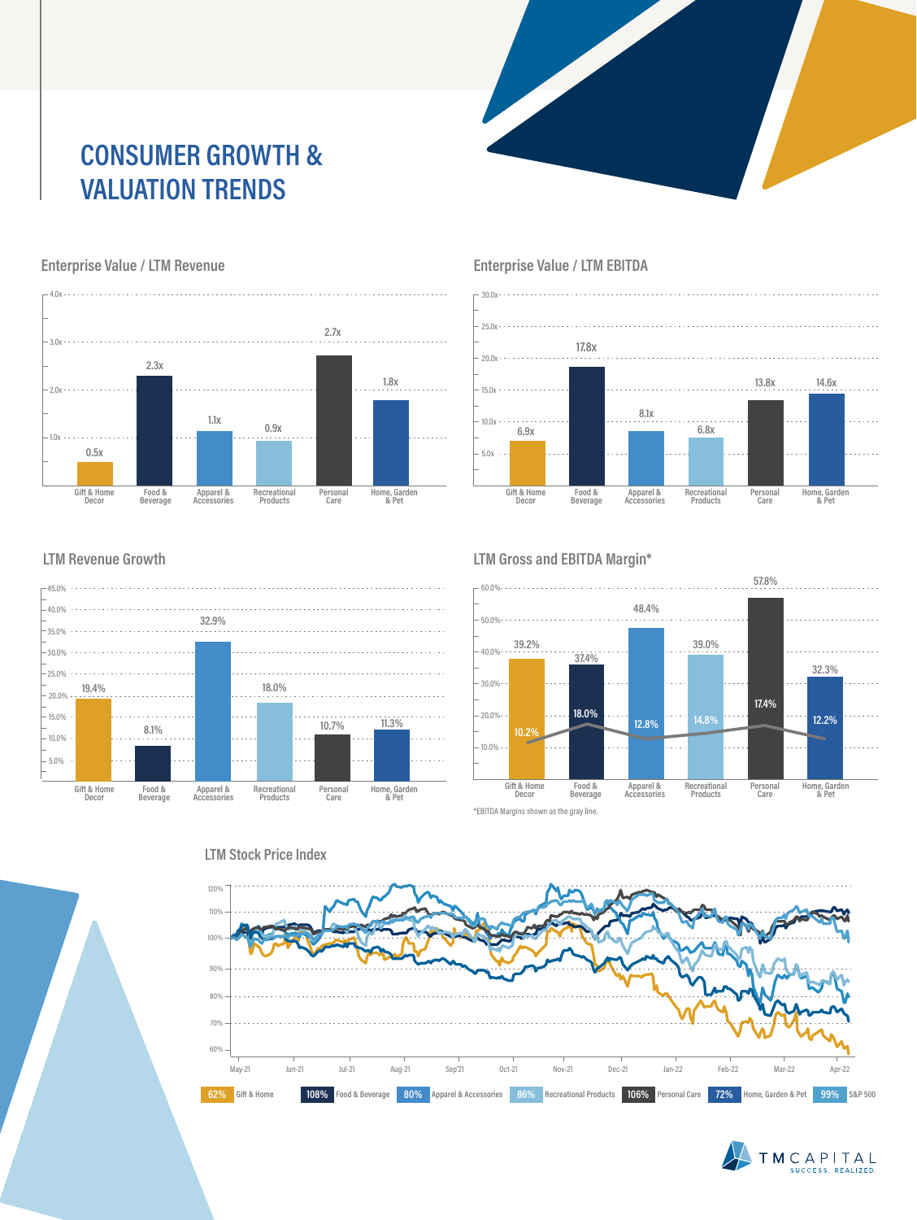# CONSUMER GROWTH & VALUATION TRENDS

## Enterprise Value / LTM Revenue

| Gift & Home Decor | Food & Beverage | Apparel & Accessories | Recreational Products | Personal Care | Home, Garden & Pet |
|---|---|---|---|---|---|
| 0.5x | 2.3x | 1.1x | 0.9x | 2.7x | 1.8x |

## Enterprise Value / LTM EBITDA

| Gift & Home Decor | Food & Beverage | Apparel & Accessories | Recreational Products | Personal Care | Home, Garden & Pet |
|---|---|---|---|---|---|
| 6.9x | 17.8x | 8.1x | 6.8x | 13.8x | 14.6x |

## LTM Revenue Growth

| Gift & Home Decor | Food & Beverage | Apparel & Accessories | Recreational Products | Personal Care | Home, Garden & Pet |
|---|---|---|---|---|---|
| 19.4% | 8.1% | 32.9% | 18.0% | 10.7% | 11.3% |

## LTM Gross and EBITDA Margin*

| | Gift & Home Decor | Food & Beverage | Apparel & Accessories | Recreational Products | Personal Care | Home, Garden & Pet |
|---|---|---|---|---|---|---|
| Gross Margin | 39.2% | 37.4% | 48.4% | 39.0% | 57.8% | 32.3% |
| EBITDA Margin | 10.2% | 18.0% | 12.8% | 14.8% | 17.4% | 12.2% |

*EBITDA Margins shown as the gray line.

## LTM Stock Price Index

| Gift & Home | Food & Beverage | Apparel & Accessories | Recreational Products | Personal Care | Home, Garden & Pet | S&P 500 |
|---|---|---|---|---|---|---|
| 62% | 108% | 80% | 86% | 106% | 72% | 99% |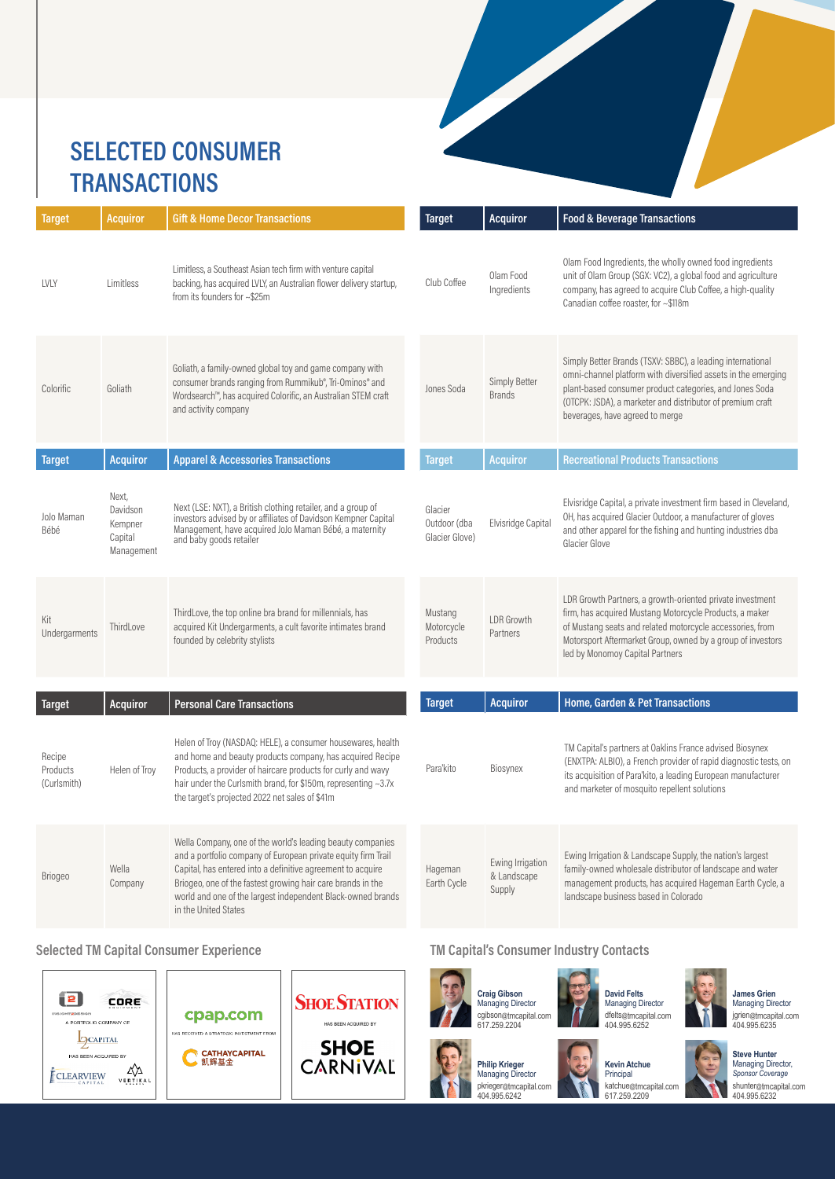# SELECTED CONSUMER TRANSACTIONS

| Target | Acquiror | Gift & Home Decor Transactions |
|---|---|---|
| LVLY | Limitless | Limitless, a Southeast Asian tech firm with venture capital backing, has acquired LVLY, an Australian flower delivery startup, from its founders for ~$25m |
| Colorific | Goliath | Goliath, a family-owned global toy and game company with consumer brands ranging from Rummikub®, Tri-Ominos® and Wordsearch™, has acquired Colorific, an Australian STEM craft and activity company |

| Target | Acquiror | Food & Beverage Transactions |
|---|---|---|
| Club Coffee | Olam Food Ingredients | Olam Food Ingredients, the wholly owned food ingredients unit of Olam Group (SGX: VC2), a global food and agriculture company, has agreed to acquire Club Coffee, a high-quality Canadian coffee roaster, for ~$118m |
| Jones Soda | Simply Better Brands | Simply Better Brands (TSXV: SBBC), a leading international omni-channel platform with diversified assets in the emerging plant-based consumer product categories, and Jones Soda (OTCPK: JSDA), a marketer and distributor of premium craft beverages, have agreed to merge |

| Target | Acquiror | Apparel & Accessories Transactions |
|---|---|---|
| JoJo Maman Bébé | Next, Davidson Kempner Capital Management | Next (LSE: NXT), a British clothing retailer, and a group of investors advised by or affiliates of Davidson Kempner Capital Management, have acquired JoJo Maman Bébé, a maternity and baby goods retailer |
| Kit Undergarments | ThirdLove | ThirdLove, the top online bra brand for millennials, has acquired Kit Undergarments, a cult favorite intimates brand founded by celebrity stylists |

| Target | Acquiror | Recreational Products Transactions |
|---|---|---|
| Glacier Outdoor (dba Glacier Glove) | Elvisridge Capital | Elvisridge Capital, a private investment firm based in Cleveland, OH, has acquired Glacier Outdoor, a manufacturer of gloves and other apparel for the fishing and hunting industries dba Glacier Glove |
| Mustang Motorcycle Products | LDR Growth Partners | LDR Growth Partners, a growth-oriented private investment firm, has acquired Mustang Motorcycle Products, a maker of Mustang seats and related motorcycle accessories, from Motorsport Aftermarket Group, owned by a group of investors led by Monomoy Capital Partners |

| Target | Acquiror | Personal Care Transactions |
|---|---|---|
| Recipe Products (Curlsmith) | Helen of Troy | Helen of Troy (NASDAQ: HELE), a consumer housewares, health and home and beauty products company, has acquired Recipe Products, a provider of haircare products for curly and wavy hair under the Curlsmith brand, for $150m, representing ~3.7x the target's projected 2022 net sales of $41m |
| Briogeo | Wella Company | Wella Company, one of the world's leading beauty companies and a portfolio company of European private equity firm Trail Capital, has entered into a definitive agreement to acquire Briogeo, one of the fastest growing hair care brands in the United States and one of the largest independent Black-owned brands in the United States |

| Target | Acquiror | Home, Garden & Pet Transactions |
|---|---|---|
| Para'kito | Biosynex | TM Capital's partners at Oaklins France advised Biosynex (ENXTPA: ALBIO), a French provider of rapid diagnostic tests, on its acquisition of Para'kito, a leading European manufacturer and marketer of mosquito repellent solutions |
| Hageman Earth Cycle | Ewing Irrigation & Landscape Supply | Ewing Irrigation & Landscape Supply, the nation's largest family-owned wholesale distributor of landscape and water management products, has acquired Hageman Earth Cycle, a landscape business based in Colorado |

## Selected TM Capital Consumer Experience

CORE, a portfolio company of L2 Capital, has been acquired by Clearview Capital / Vertikal

cpap.com has received a strategic investment from Cathay Capital 凯辉基金

Shoe Station has been acquired by Shoe Carnival

## TM Capital's Consumer Industry Contacts

**Craig Gibson**
Managing Director
cgibson@tmcapital.com
617.259.2204

**David Felts**
Managing Director
dfelts@tmcapital.com
404.995.6252

**James Grien**
Managing Director
jgrien@tmcapital.com
404.995.6235

**Philip Krieger**
Managing Director
pkrieger@tmcapital.com
404.995.6242

**Kevin Atchue**
Principal
katchue@tmcapital.com
617.259.2209

**Steve Hunter**
Managing Director,
*Sponsor Coverage*
shunter@tmcapital.com
404.995.6232